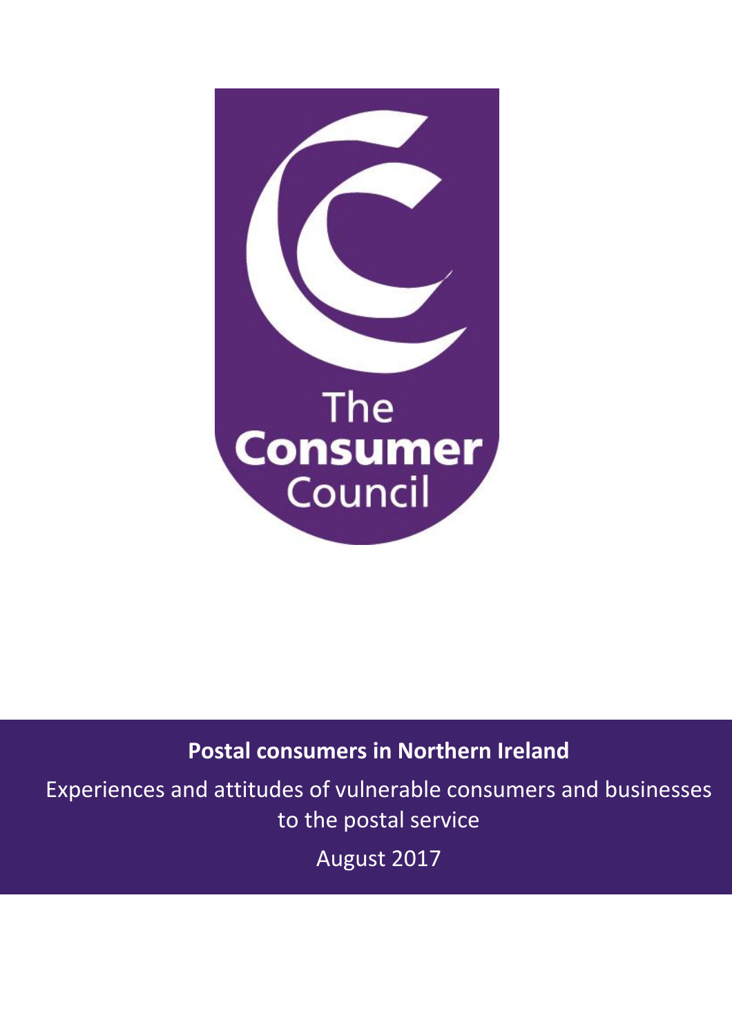The Consumer Council

# Postal consumers in Northern Ireland

Experiences and attitudes of vulnerable consumers and businesses to the postal service

August 2017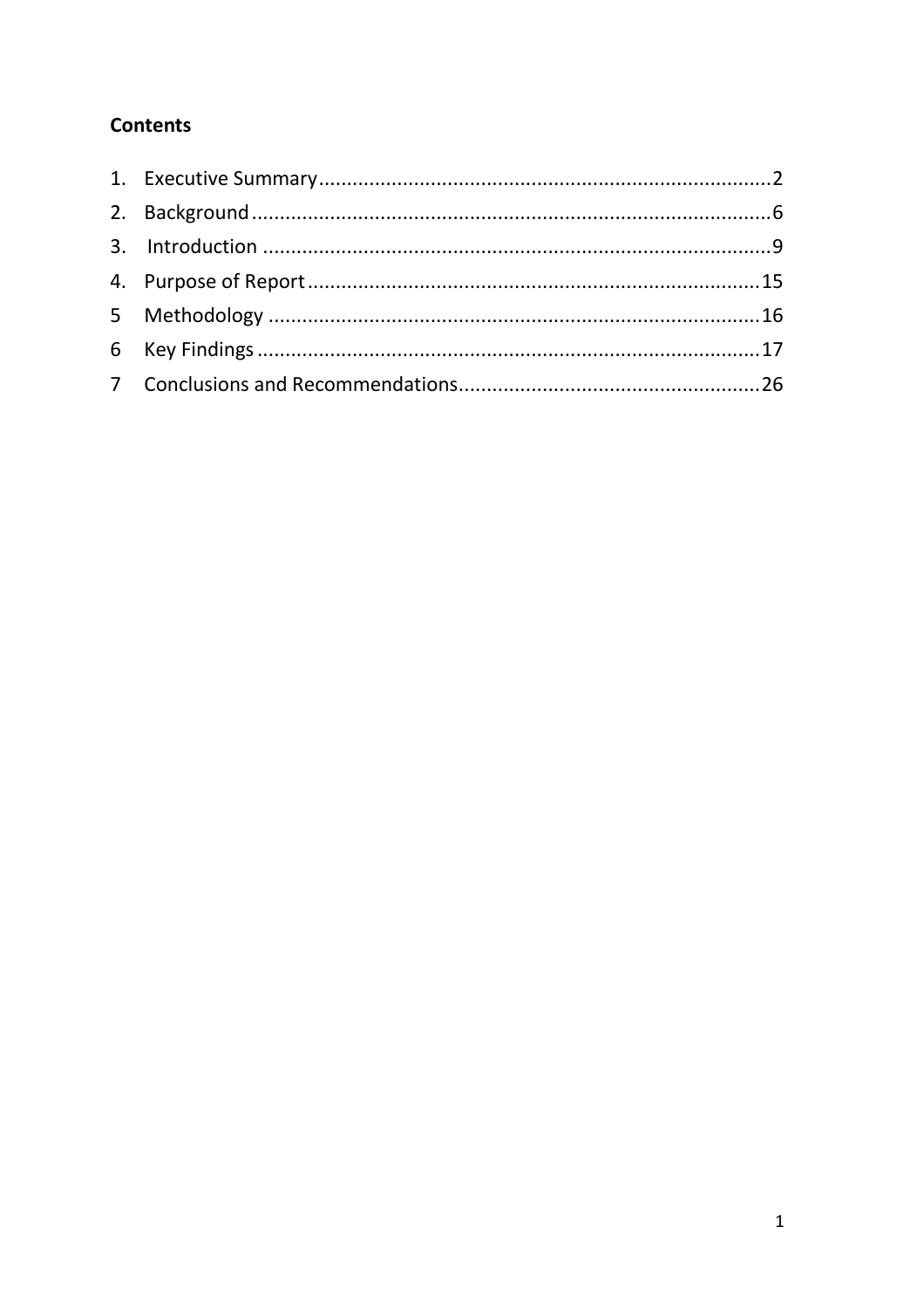## Contents

1. Executive Summary ........................................................................................2
2. Background ...................................................................................................6
3. Introduction ..................................................................................................9
4. Purpose of Report ........................................................................................15
5 Methodology ...............................................................................................16
6 Key Findings ................................................................................................17
7 Conclusions and Recommendations .............................................................26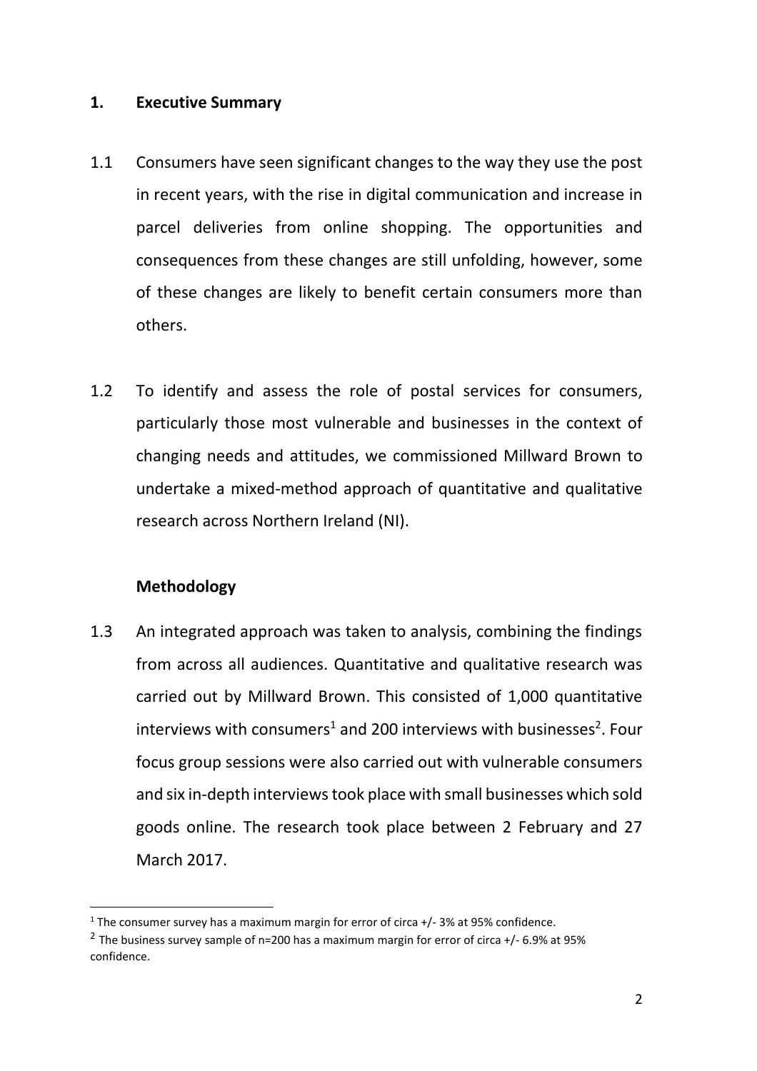## 1. Executive Summary

1.1 Consumers have seen significant changes to the way they use the post in recent years, with the rise in digital communication and increase in parcel deliveries from online shopping. The opportunities and consequences from these changes are still unfolding, however, some of these changes are likely to benefit certain consumers more than others.

1.2 To identify and assess the role of postal services for consumers, particularly those most vulnerable and businesses in the context of changing needs and attitudes, we commissioned Millward Brown to undertake a mixed-method approach of quantitative and qualitative research across Northern Ireland (NI).

### Methodology

1.3 An integrated approach was taken to analysis, combining the findings from across all audiences. Quantitative and qualitative research was carried out by Millward Brown. This consisted of 1,000 quantitative interviews with consumers[1] and 200 interviews with businesses[2]. Four focus group sessions were also carried out with vulnerable consumers and six in-depth interviews took place with small businesses which sold goods online. The research took place between 2 February and 27 March 2017.

---

[1] The consumer survey has a maximum margin for error of circa +/- 3% at 95% confidence.

[2] The business survey sample of n=200 has a maximum margin for error of circa +/- 6.9% at 95% confidence.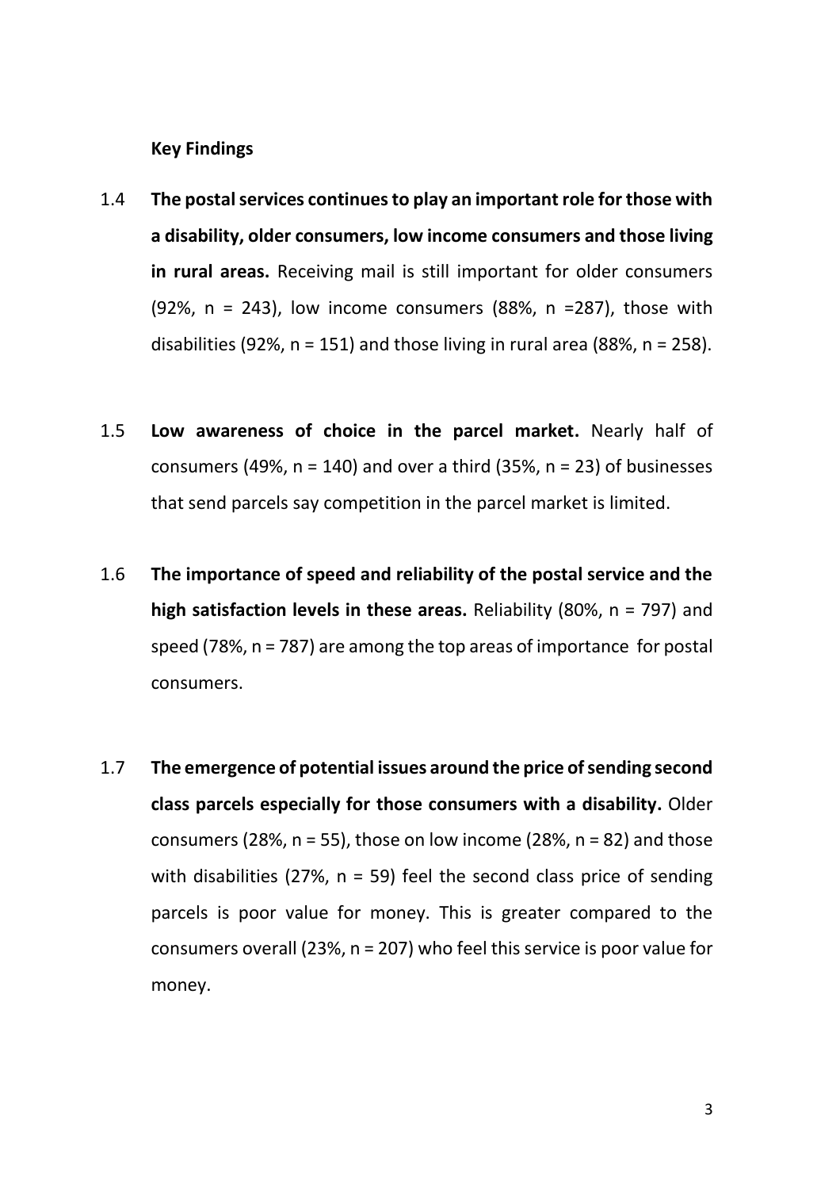**Key Findings**

1.4 **The postal services continues to play an important role for those with a disability, older consumers, low income consumers and those living in rural areas.** Receiving mail is still important for older consumers (92%, n = 243), low income consumers (88%, n =287), those with disabilities (92%, n = 151) and those living in rural area (88%, n = 258).

1.5 **Low awareness of choice in the parcel market.** Nearly half of consumers (49%, n = 140) and over a third (35%, n = 23) of businesses that send parcels say competition in the parcel market is limited.

1.6 **The importance of speed and reliability of the postal service and the high satisfaction levels in these areas.** Reliability (80%, n = 797) and speed (78%, n = 787) are among the top areas of importance for postal consumers.

1.7 **The emergence of potential issues around the price of sending second class parcels especially for those consumers with a disability.** Older consumers (28%, n = 55), those on low income (28%, n = 82) and those with disabilities (27%, n = 59) feel the second class price of sending parcels is poor value for money. This is greater compared to the consumers overall (23%, n = 207) who feel this service is poor value for money.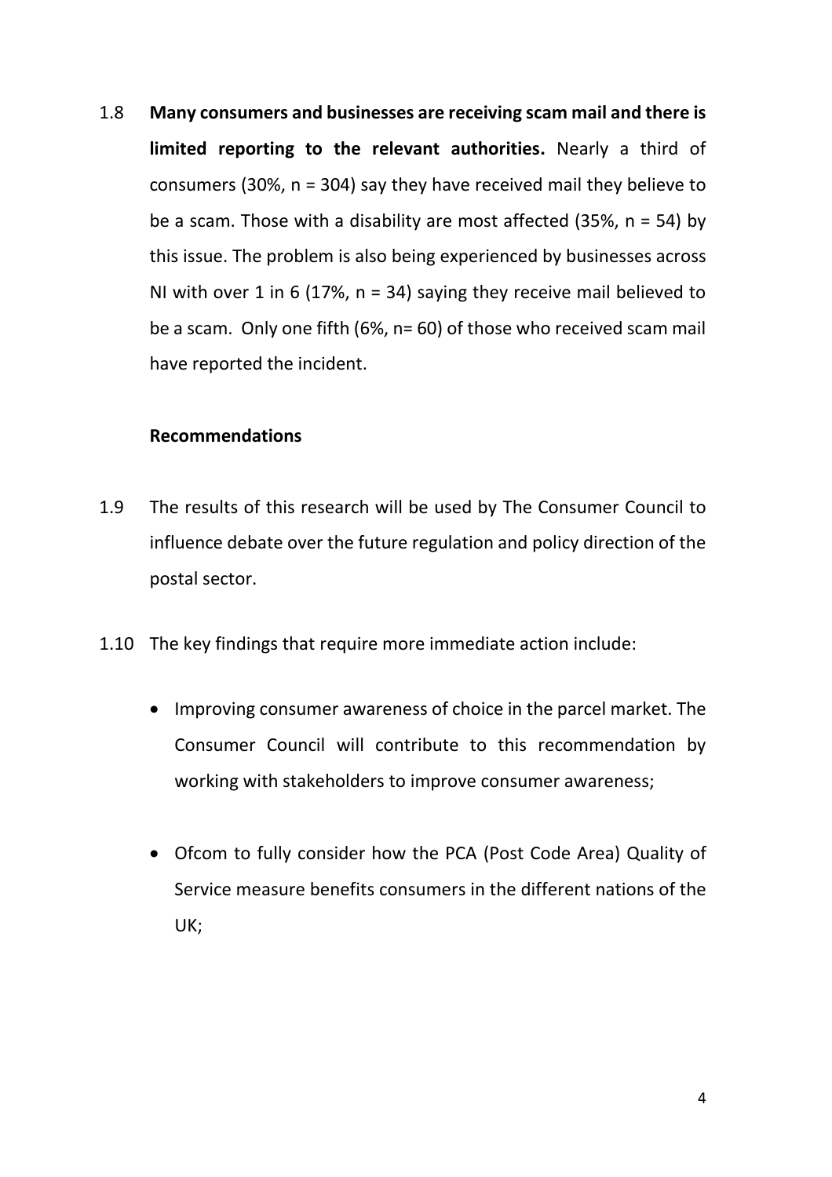1.8 **Many consumers and businesses are receiving scam mail and there is limited reporting to the relevant authorities.** Nearly a third of consumers (30%, n = 304) say they have received mail they believe to be a scam. Those with a disability are most affected (35%, n = 54) by this issue. The problem is also being experienced by businesses across NI with over 1 in 6 (17%, n = 34) saying they receive mail believed to be a scam. Only one fifth (6%, n= 60) of those who received scam mail have reported the incident.

**Recommendations**

1.9 The results of this research will be used by The Consumer Council to influence debate over the future regulation and policy direction of the postal sector.

1.10 The key findings that require more immediate action include:

- Improving consumer awareness of choice in the parcel market. The Consumer Council will contribute to this recommendation by working with stakeholders to improve consumer awareness;
- Ofcom to fully consider how the PCA (Post Code Area) Quality of Service measure benefits consumers in the different nations of the UK;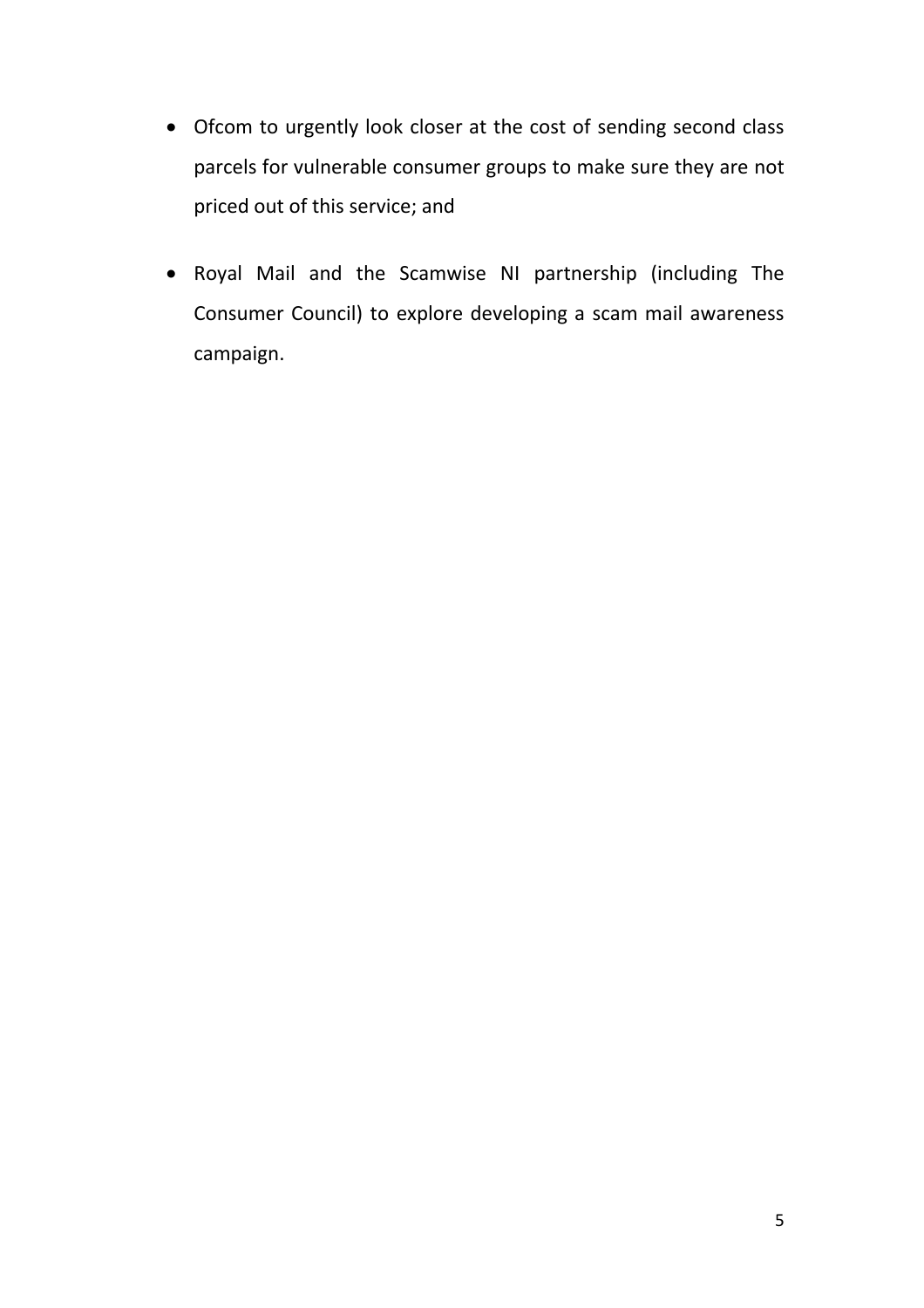- Ofcom to urgently look closer at the cost of sending second class parcels for vulnerable consumer groups to make sure they are not priced out of this service; and

- Royal Mail and the Scamwise NI partnership (including The Consumer Council) to explore developing a scam mail awareness campaign.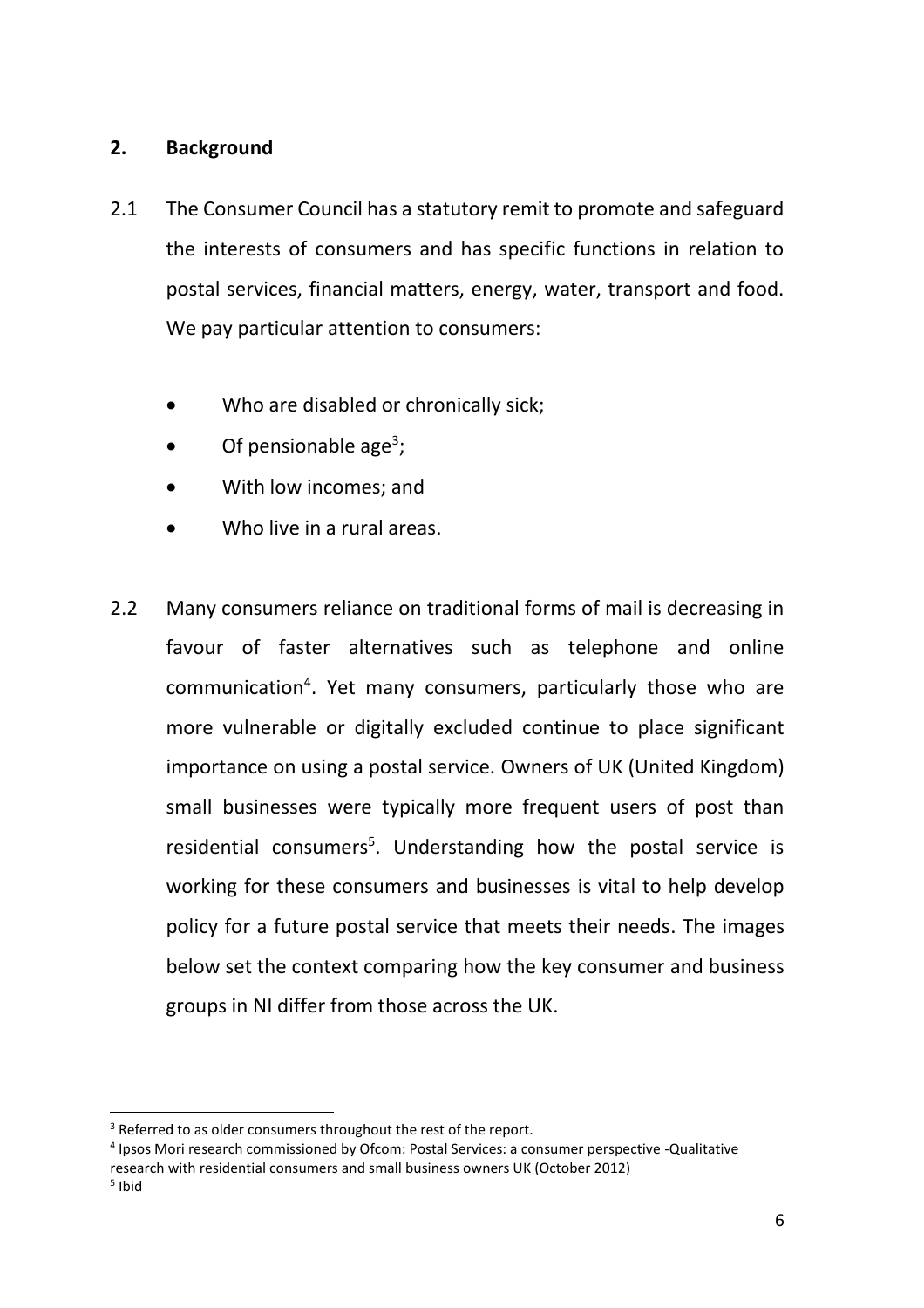## 2. Background

2.1 The Consumer Council has a statutory remit to promote and safeguard the interests of consumers and has specific functions in relation to postal services, financial matters, energy, water, transport and food. We pay particular attention to consumers:

- Who are disabled or chronically sick;
- Of pensionable age[3];
- With low incomes; and
- Who live in a rural areas.

2.2 Many consumers reliance on traditional forms of mail is decreasing in favour of faster alternatives such as telephone and online communication[4]. Yet many consumers, particularly those who are more vulnerable or digitally excluded continue to place significant importance on using a postal service. Owners of UK (United Kingdom) small businesses were typically more frequent users of post than residential consumers[5]. Understanding how the postal service is working for these consumers and businesses is vital to help develop policy for a future postal service that meets their needs. The images below set the context comparing how the key consumer and business groups in NI differ from those across the UK.

---

[3] Referred to as older consumers throughout the rest of the report.

[4] Ipsos Mori research commissioned by Ofcom: Postal Services: a consumer perspective -Qualitative research with residential consumers and small business owners UK (October 2012)

[5] Ibid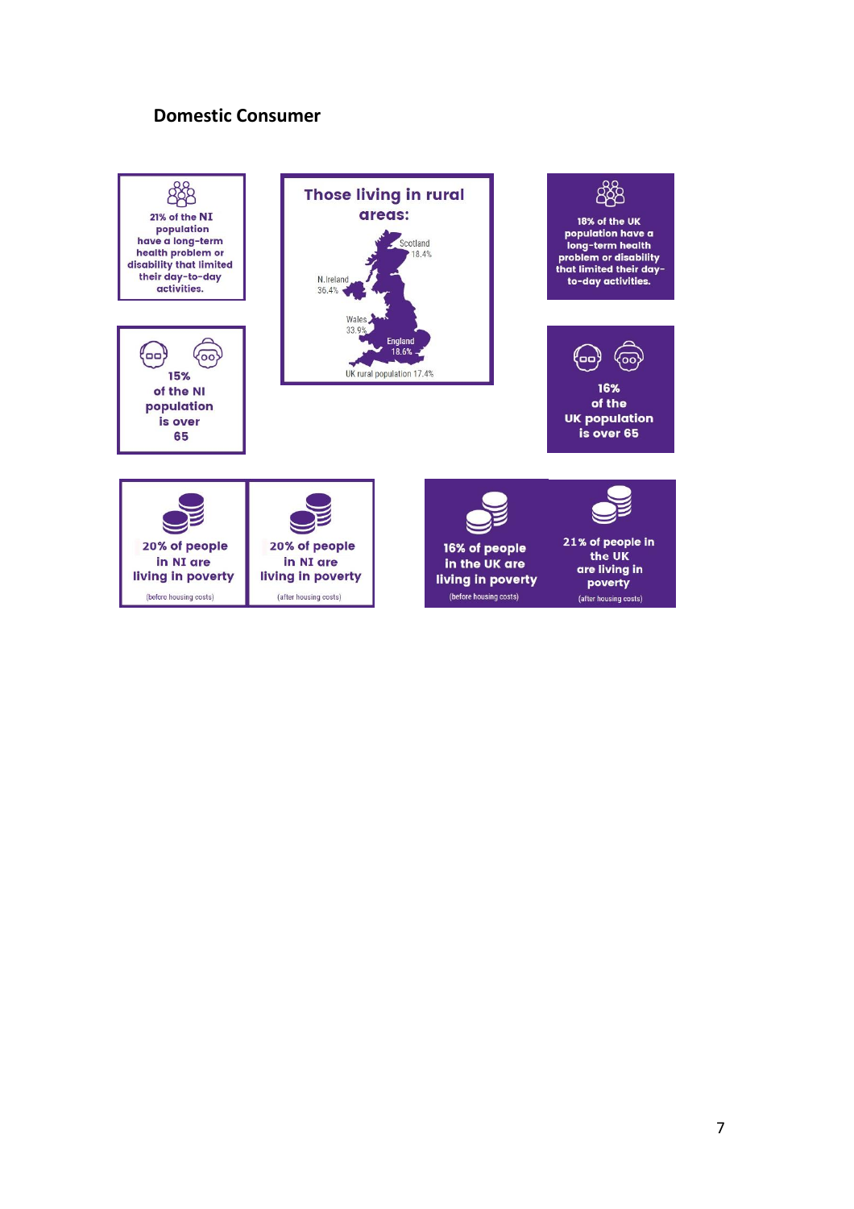## Domestic Consumer

21% of the NI population have a long-term health problem or disability that limited their day-to-day activities.

**Those living in rural areas:**

- Scotland 18.4%
- N.Ireland 36.4%
- Wales 33.9%
- England 18.6%

UK rural population 17.4%

18% of the UK population have a long-term health problem or disability that limited their day-to-day activities.

15% of the NI population is over 65

16% of the UK population is over 65

20% of people in NI are living in poverty (before housing costs)

20% of people in NI are living in poverty (after housing costs)

16% of people in the UK are living in poverty (before housing costs)

21% of people in the UK are living in poverty (after housing costs)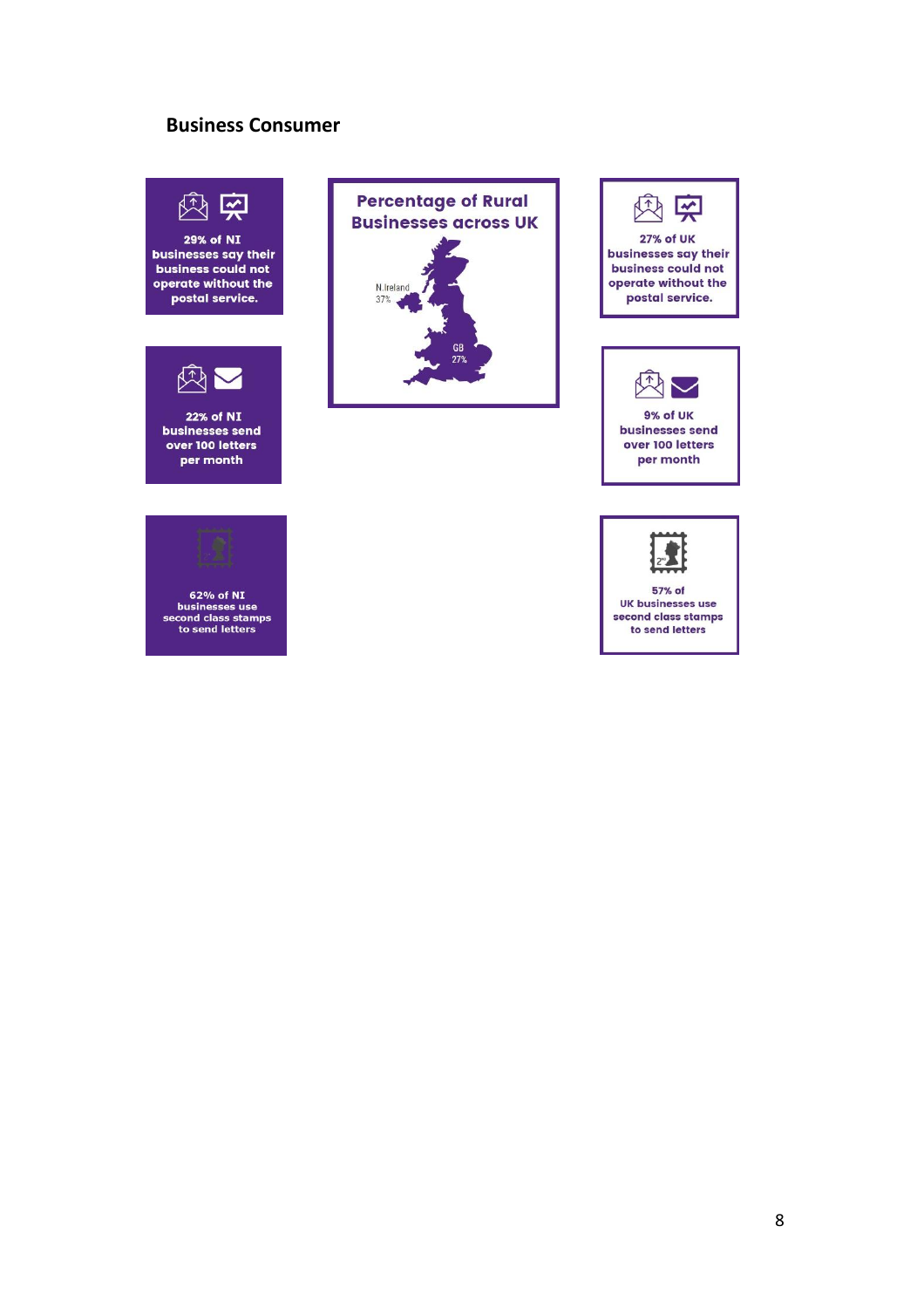## Business Consumer

29% of NI businesses say their business could not operate without the postal service.

Percentage of Rural Businesses across UK

N.Ireland 37%

GB 27%

27% of UK businesses say their business could not operate without the postal service.

22% of NI businesses send over 100 letters per month

9% of UK businesses send over 100 letters per month

62% of NI businesses use second class stamps to send letters

57% of UK businesses use second class stamps to send letters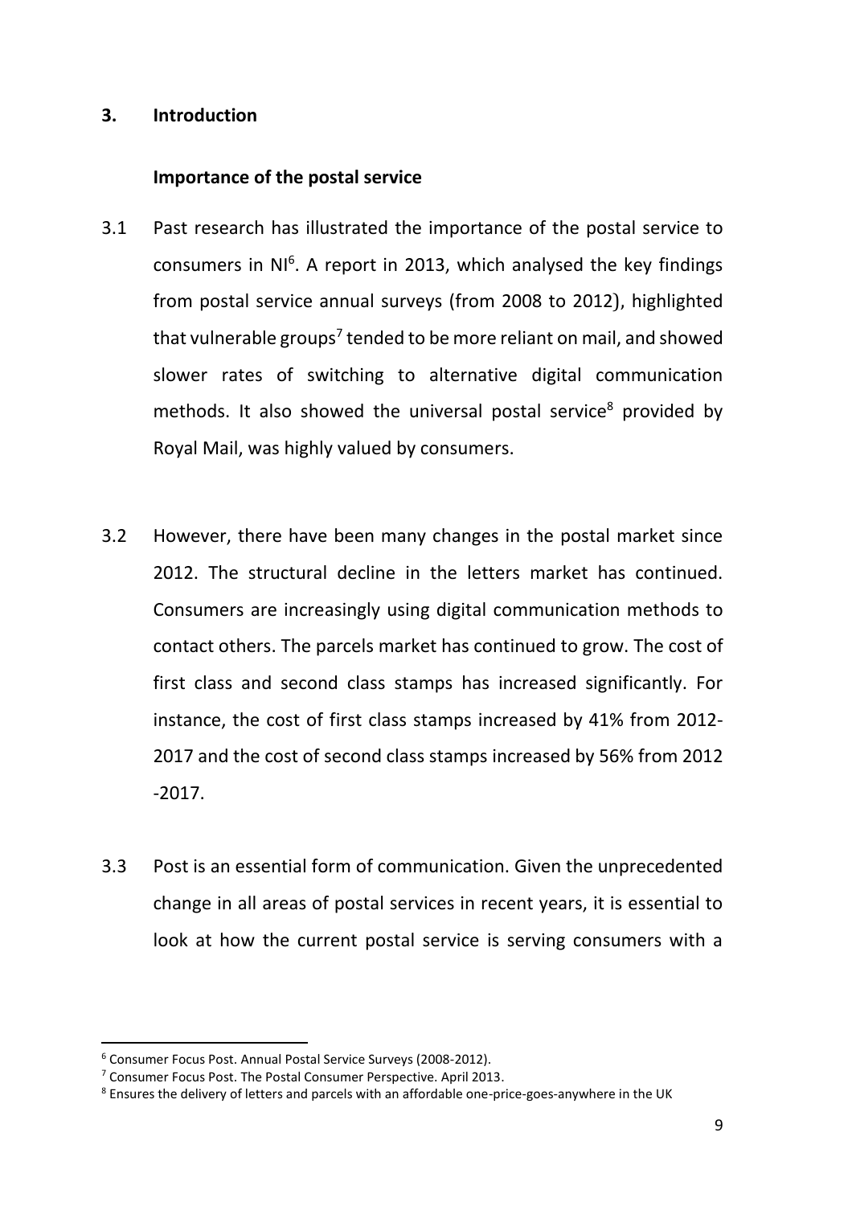# 3. Introduction

## Importance of the postal service

3.1 Past research has illustrated the importance of the postal service to consumers in NI[6]. A report in 2013, which analysed the key findings from postal service annual surveys (from 2008 to 2012), highlighted that vulnerable groups[7] tended to be more reliant on mail, and showed slower rates of switching to alternative digital communication methods. It also showed the universal postal service[8] provided by Royal Mail, was highly valued by consumers.

3.2 However, there have been many changes in the postal market since 2012. The structural decline in the letters market has continued. Consumers are increasingly using digital communication methods to contact others. The parcels market has continued to grow. The cost of first class and second class stamps has increased significantly. For instance, the cost of first class stamps increased by 41% from 2012-2017 and the cost of second class stamps increased by 56% from 2012 -2017.

3.3 Post is an essential form of communication. Given the unprecedented change in all areas of postal services in recent years, it is essential to look at how the current postal service is serving consumers with a

---

[6] Consumer Focus Post. Annual Postal Service Surveys (2008-2012).

[7] Consumer Focus Post. The Postal Consumer Perspective. April 2013.

[8] Ensures the delivery of letters and parcels with an affordable one-price-goes-anywhere in the UK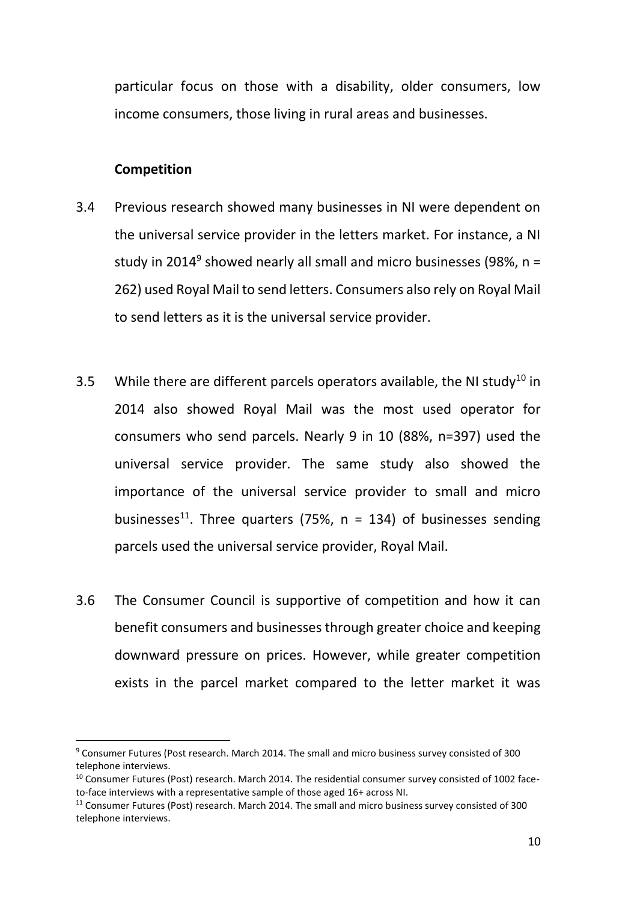particular focus on those with a disability, older consumers, low income consumers, those living in rural areas and businesses.

**Competition**

3.4 Previous research showed many businesses in NI were dependent on the universal service provider in the letters market. For instance, a NI study in 2014[9] showed nearly all small and micro businesses (98%, n = 262) used Royal Mail to send letters. Consumers also rely on Royal Mail to send letters as it is the universal service provider.

3.5 While there are different parcels operators available, the NI study[10] in 2014 also showed Royal Mail was the most used operator for consumers who send parcels. Nearly 9 in 10 (88%, n=397) used the universal service provider. The same study also showed the importance of the universal service provider to small and micro businesses[11]. Three quarters (75%, n = 134) of businesses sending parcels used the universal service provider, Royal Mail.

3.6 The Consumer Council is supportive of competition and how it can benefit consumers and businesses through greater choice and keeping downward pressure on prices. However, while greater competition exists in the parcel market compared to the letter market it was

[9] Consumer Futures (Post research. March 2014. The small and micro business survey consisted of 300 telephone interviews.

[10] Consumer Futures (Post) research. March 2014. The residential consumer survey consisted of 1002 face-to-face interviews with a representative sample of those aged 16+ across NI.

[11] Consumer Futures (Post) research. March 2014. The small and micro business survey consisted of 300 telephone interviews.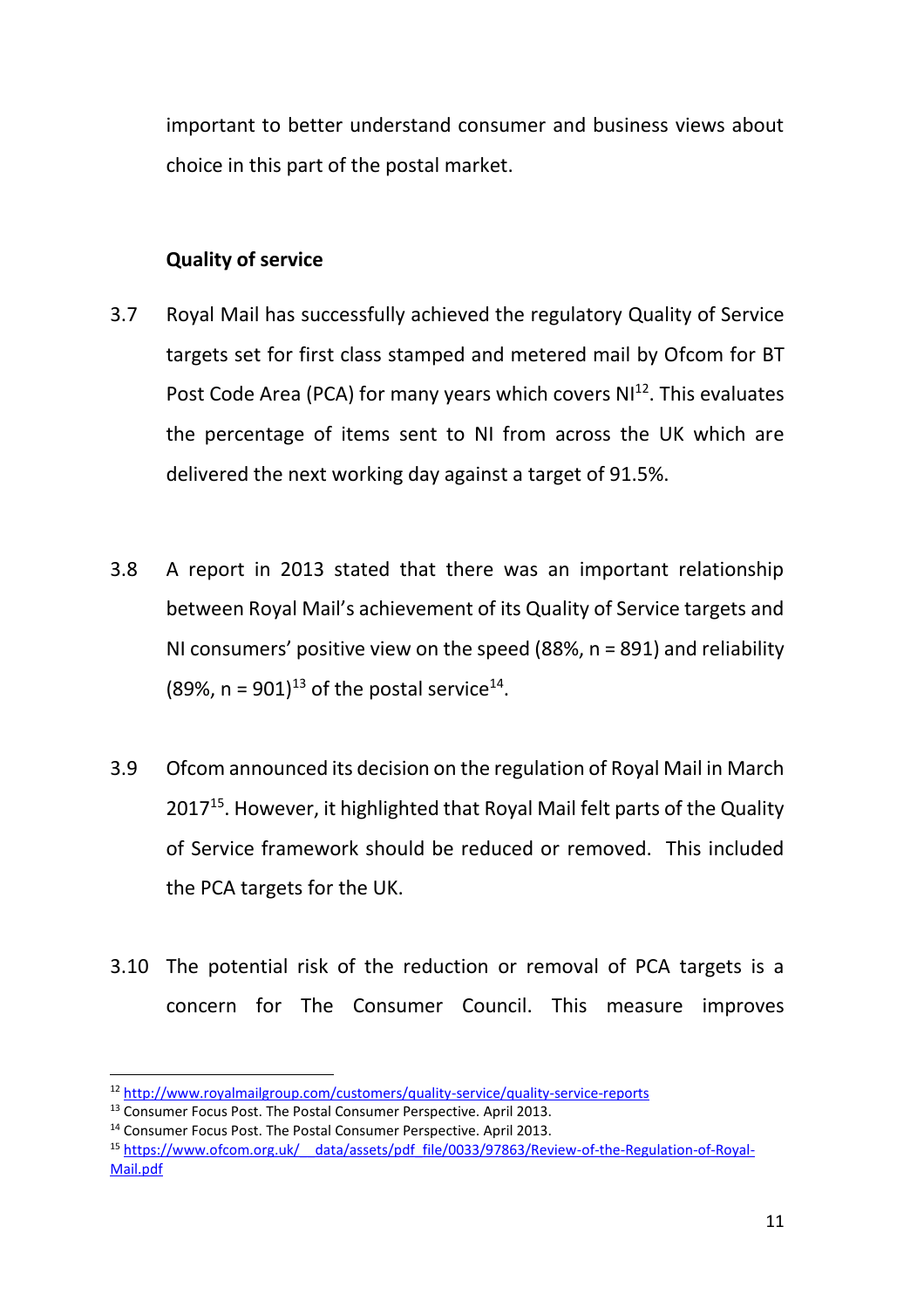important to better understand consumer and business views about choice in this part of the postal market.

**Quality of service**

3.7 Royal Mail has successfully achieved the regulatory Quality of Service targets set for first class stamped and metered mail by Ofcom for BT Post Code Area (PCA) for many years which covers NI[12]. This evaluates the percentage of items sent to NI from across the UK which are delivered the next working day against a target of 91.5%.

3.8 A report in 2013 stated that there was an important relationship between Royal Mail's achievement of its Quality of Service targets and NI consumers' positive view on the speed (88%, n = 891) and reliability (89%, n = 901)[13] of the postal service[14].

3.9 Ofcom announced its decision on the regulation of Royal Mail in March 2017[15]. However, it highlighted that Royal Mail felt parts of the Quality of Service framework should be reduced or removed. This included the PCA targets for the UK.

3.10 The potential risk of the reduction or removal of PCA targets is a concern for The Consumer Council. This measure improves

---

[12] http://www.royalmailgroup.com/customers/quality-service/quality-service-reports

[13] Consumer Focus Post. The Postal Consumer Perspective. April 2013.

[14] Consumer Focus Post. The Postal Consumer Perspective. April 2013.

[15] https://www.ofcom.org.uk/__data/assets/pdf_file/0033/97863/Review-of-the-Regulation-of-Royal-Mail.pdf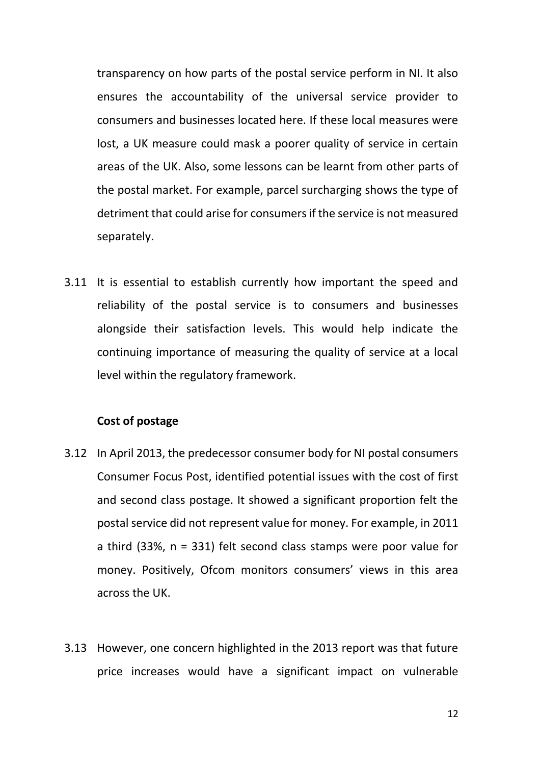transparency on how parts of the postal service perform in NI. It also ensures the accountability of the universal service provider to consumers and businesses located here. If these local measures were lost, a UK measure could mask a poorer quality of service in certain areas of the UK. Also, some lessons can be learnt from other parts of the postal market. For example, parcel surcharging shows the type of detriment that could arise for consumers if the service is not measured separately.

3.11 It is essential to establish currently how important the speed and reliability of the postal service is to consumers and businesses alongside their satisfaction levels. This would help indicate the continuing importance of measuring the quality of service at a local level within the regulatory framework.

**Cost of postage**

3.12 In April 2013, the predecessor consumer body for NI postal consumers Consumer Focus Post, identified potential issues with the cost of first and second class postage. It showed a significant proportion felt the postal service did not represent value for money. For example, in 2011 a third (33%, n = 331) felt second class stamps were poor value for money. Positively, Ofcom monitors consumers' views in this area across the UK.

3.13 However, one concern highlighted in the 2013 report was that future price increases would have a significant impact on vulnerable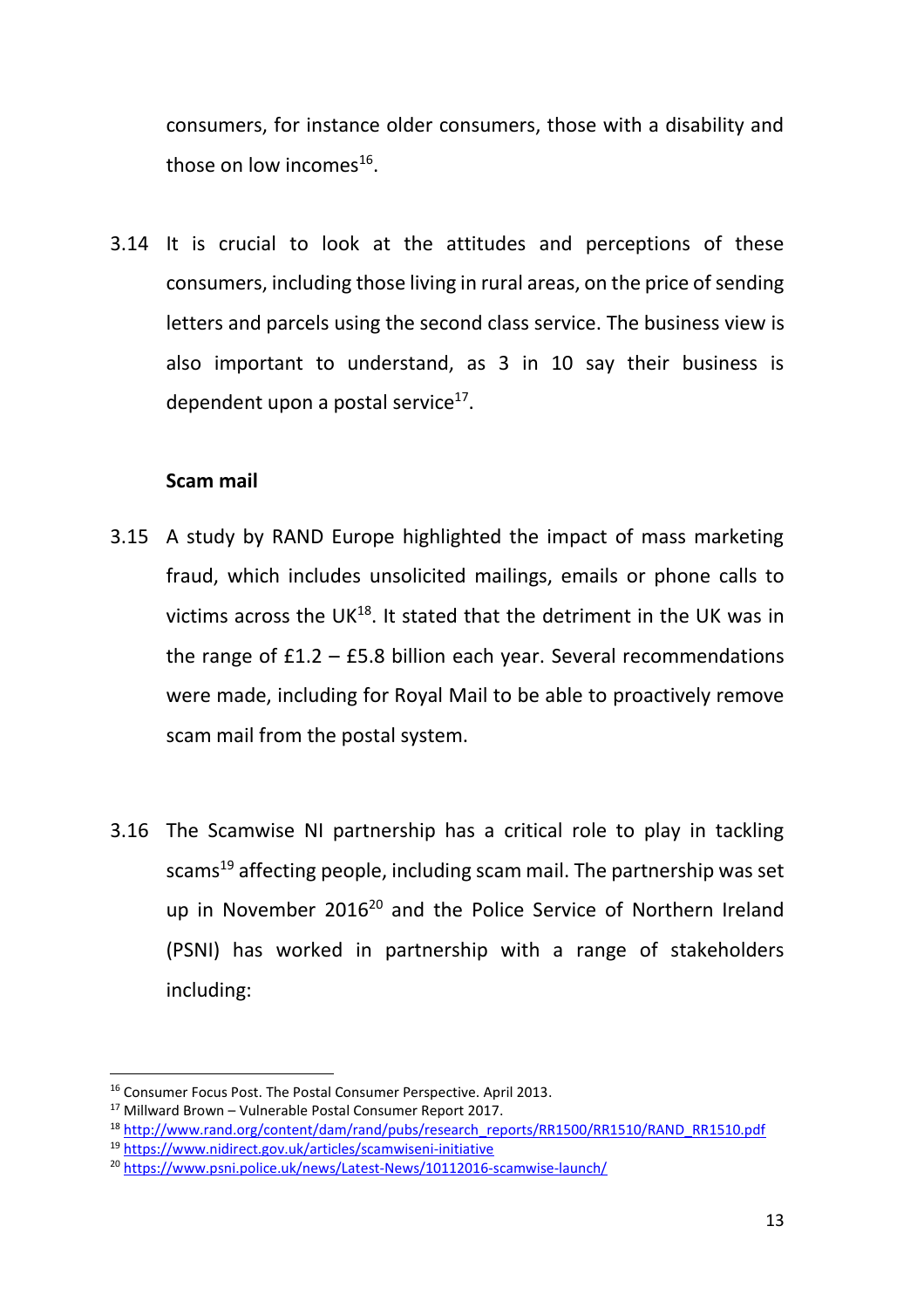consumers, for instance older consumers, those with a disability and those on low incomes[16].

3.14 It is crucial to look at the attitudes and perceptions of these consumers, including those living in rural areas, on the price of sending letters and parcels using the second class service. The business view is also important to understand, as 3 in 10 say their business is dependent upon a postal service[17].

**Scam mail**

3.15 A study by RAND Europe highlighted the impact of mass marketing fraud, which includes unsolicited mailings, emails or phone calls to victims across the UK[18]. It stated that the detriment in the UK was in the range of £1.2 – £5.8 billion each year. Several recommendations were made, including for Royal Mail to be able to proactively remove scam mail from the postal system.

3.16 The Scamwise NI partnership has a critical role to play in tackling scams[19] affecting people, including scam mail. The partnership was set up in November 2016[20] and the Police Service of Northern Ireland (PSNI) has worked in partnership with a range of stakeholders including:

---

[16] Consumer Focus Post. The Postal Consumer Perspective. April 2013.

[17] Millward Brown – Vulnerable Postal Consumer Report 2017.

[18] http://www.rand.org/content/dam/rand/pubs/research_reports/RR1500/RR1510/RAND_RR1510.pdf

[19] https://www.nidirect.gov.uk/articles/scamwiseni-initiative

[20] https://www.psni.police.uk/news/Latest-News/10112016-scamwise-launch/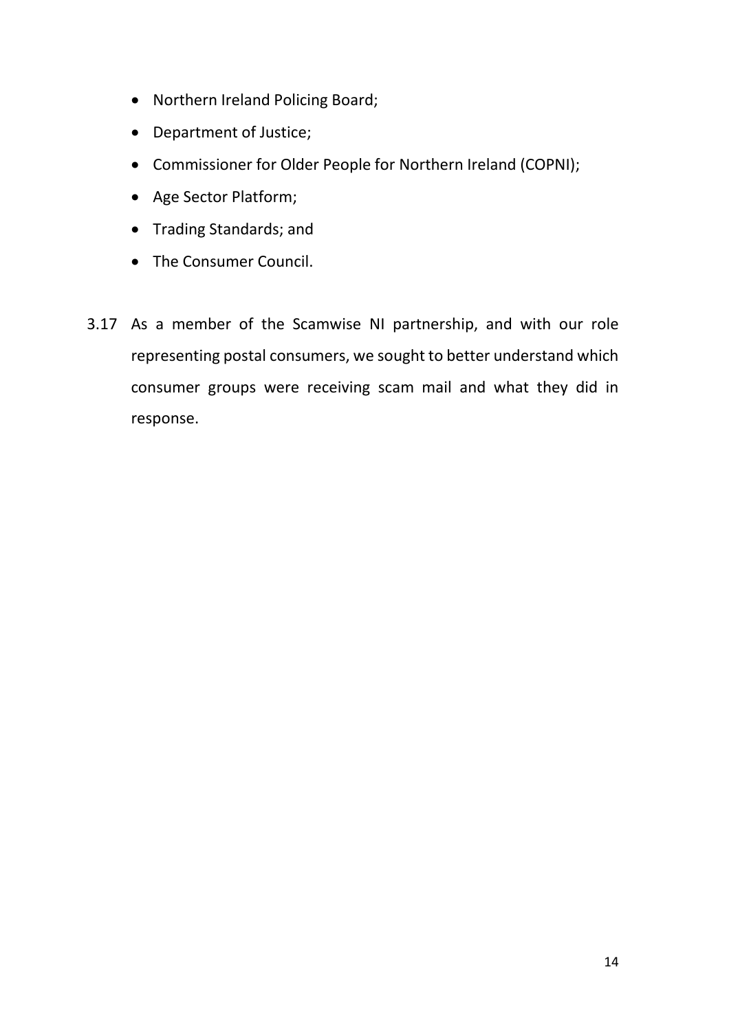- Northern Ireland Policing Board;
- Department of Justice;
- Commissioner for Older People for Northern Ireland (COPNI);
- Age Sector Platform;
- Trading Standards; and
- The Consumer Council.

3.17 As a member of the Scamwise NI partnership, and with our role representing postal consumers, we sought to better understand which consumer groups were receiving scam mail and what they did in response.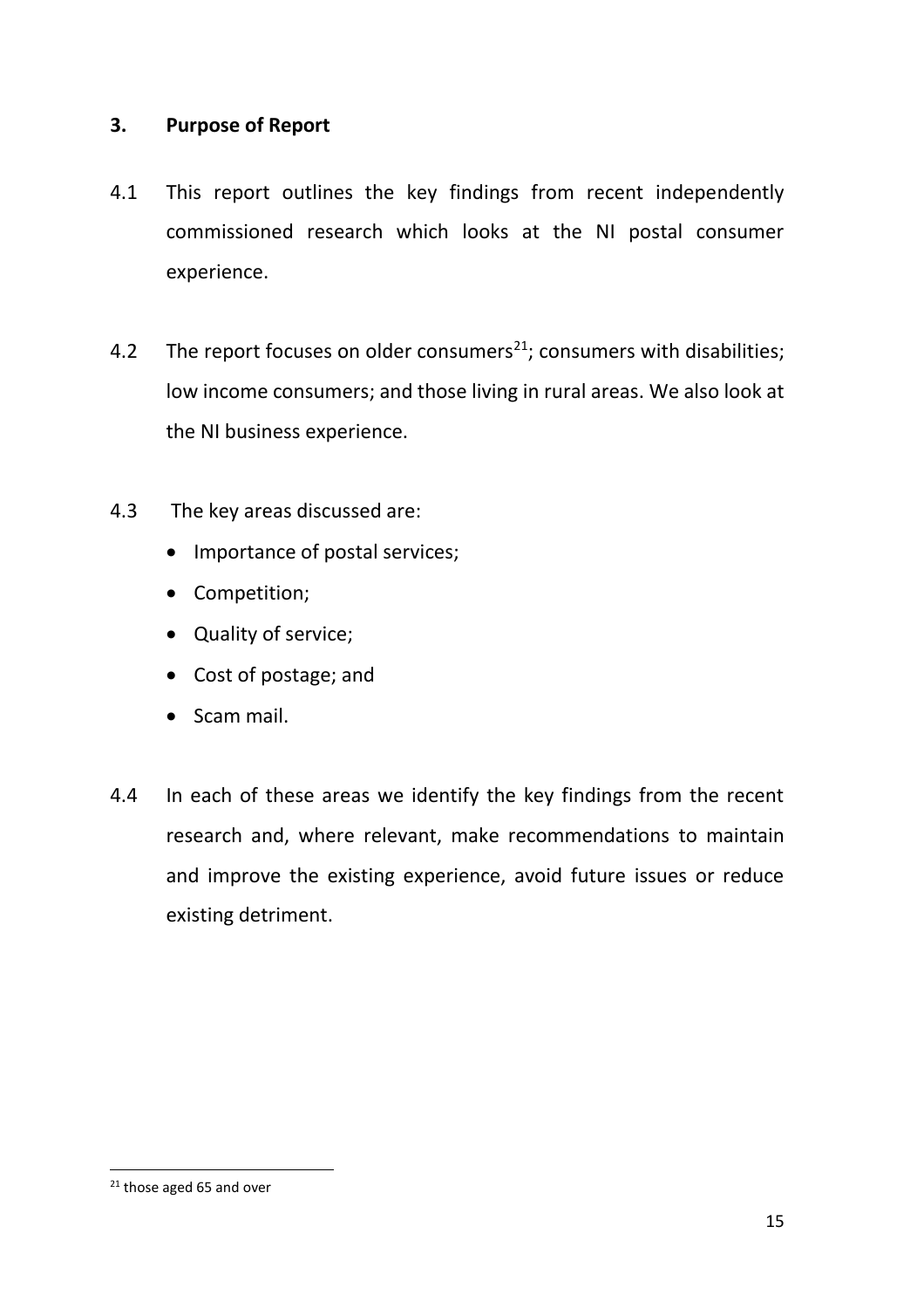## 3. Purpose of Report

4.1 This report outlines the key findings from recent independently commissioned research which looks at the NI postal consumer experience.

4.2 The report focuses on older consumers[21]; consumers with disabilities; low income consumers; and those living in rural areas. We also look at the NI business experience.

4.3 The key areas discussed are:

- Importance of postal services;
- Competition;
- Quality of service;
- Cost of postage; and
- Scam mail.

4.4 In each of these areas we identify the key findings from the recent research and, where relevant, make recommendations to maintain and improve the existing experience, avoid future issues or reduce existing detriment.

[21] those aged 65 and over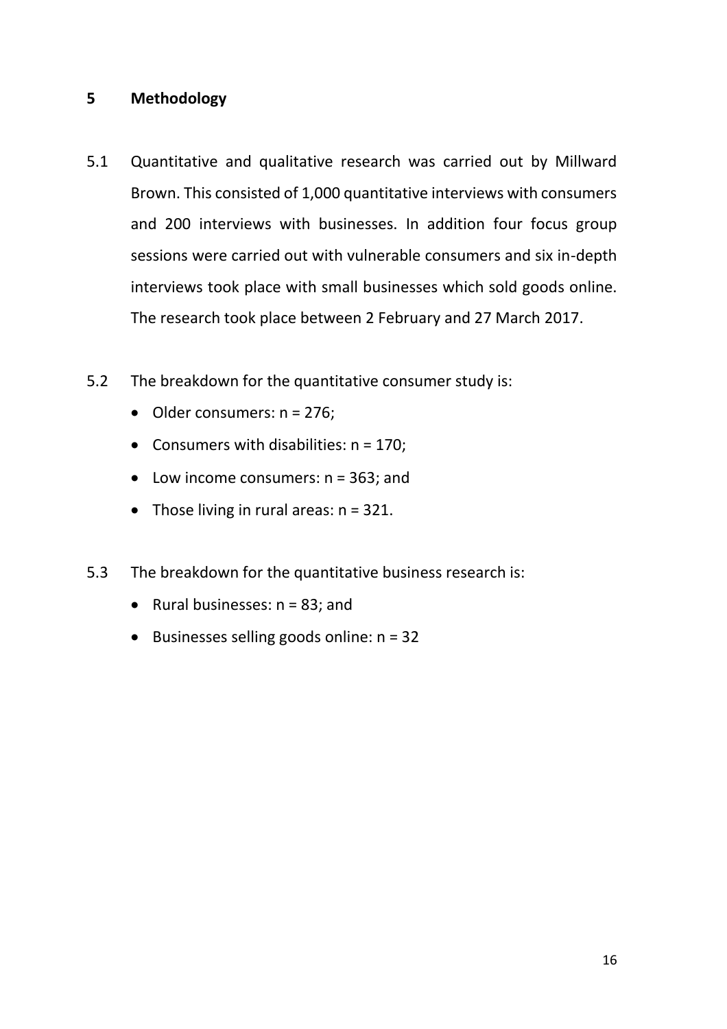## 5 Methodology

5.1 Quantitative and qualitative research was carried out by Millward Brown. This consisted of 1,000 quantitative interviews with consumers and 200 interviews with businesses. In addition four focus group sessions were carried out with vulnerable consumers and six in-depth interviews took place with small businesses which sold goods online. The research took place between 2 February and 27 March 2017.

5.2 The breakdown for the quantitative consumer study is:

- Older consumers: n = 276;
- Consumers with disabilities: n = 170;
- Low income consumers: n = 363; and
- Those living in rural areas: n = 321.

5.3 The breakdown for the quantitative business research is:

- Rural businesses: n = 83; and
- Businesses selling goods online: n = 32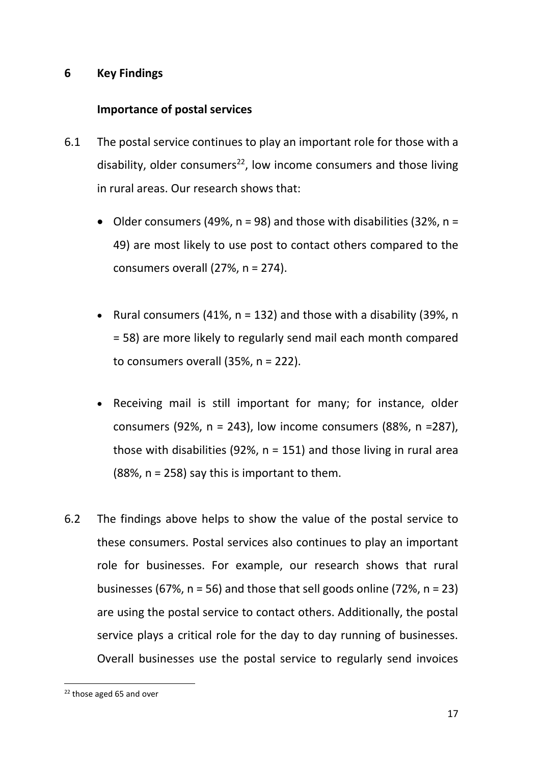## 6 Key Findings

### Importance of postal services

6.1 The postal service continues to play an important role for those with a disability, older consumers[22], low income consumers and those living in rural areas. Our research shows that:

- Older consumers (49%, n = 98) and those with disabilities (32%, n = 49) are most likely to use post to contact others compared to the consumers overall (27%, n = 274).

- Rural consumers (41%, n = 132) and those with a disability (39%, n = 58) are more likely to regularly send mail each month compared to consumers overall (35%, n = 222).

- Receiving mail is still important for many; for instance, older consumers (92%, n = 243), low income consumers (88%, n =287), those with disabilities (92%, n = 151) and those living in rural area (88%, n = 258) say this is important to them.

6.2 The findings above helps to show the value of the postal service to these consumers. Postal services also continues to play an important role for businesses. For example, our research shows that rural businesses (67%, n = 56) and those that sell goods online (72%, n = 23) are using the postal service to contact others. Additionally, the postal service plays a critical role for the day to day running of businesses. Overall businesses use the postal service to regularly send invoices

[22] those aged 65 and over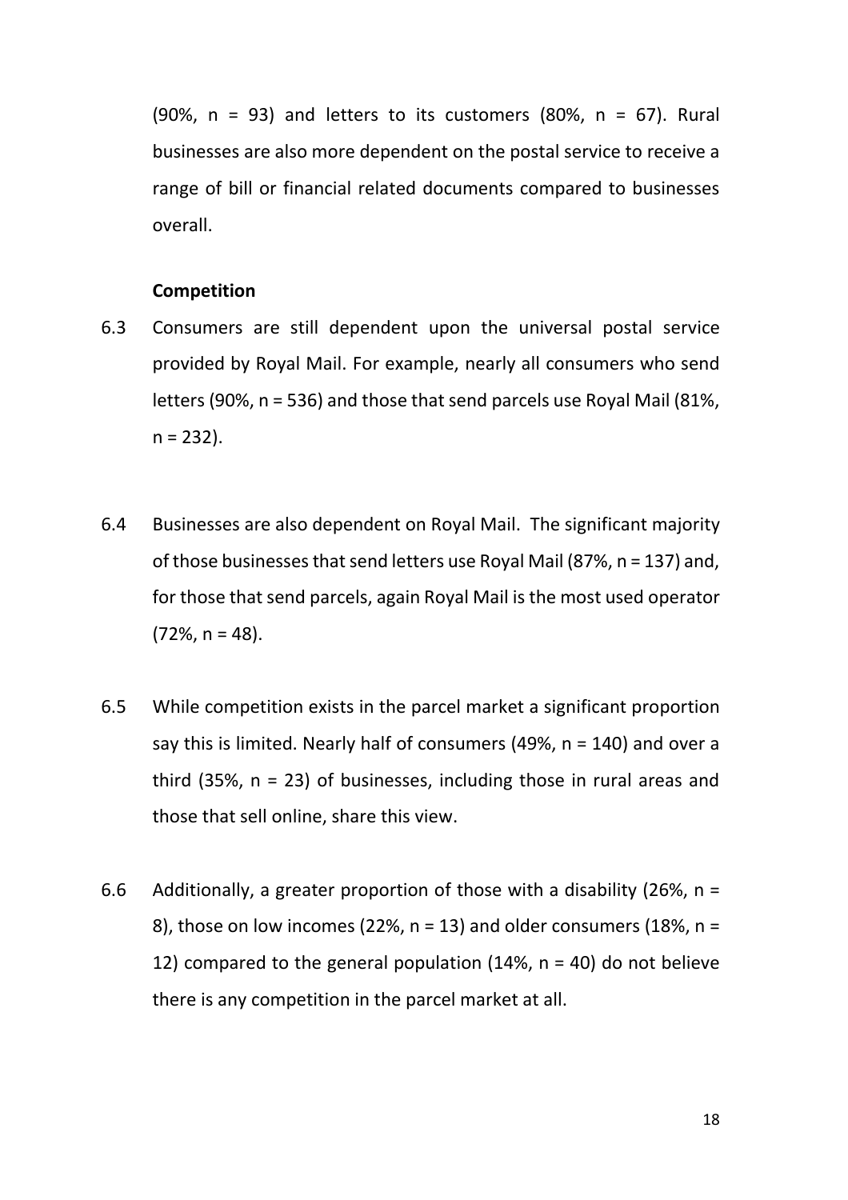(90%, n = 93) and letters to its customers (80%, n = 67). Rural businesses are also more dependent on the postal service to receive a range of bill or financial related documents compared to businesses overall.

**Competition**

6.3 Consumers are still dependent upon the universal postal service provided by Royal Mail. For example, nearly all consumers who send letters (90%, n = 536) and those that send parcels use Royal Mail (81%, n = 232).

6.4 Businesses are also dependent on Royal Mail. The significant majority of those businesses that send letters use Royal Mail (87%, n = 137) and, for those that send parcels, again Royal Mail is the most used operator (72%, n = 48).

6.5 While competition exists in the parcel market a significant proportion say this is limited. Nearly half of consumers (49%, n = 140) and over a third (35%, n = 23) of businesses, including those in rural areas and those that sell online, share this view.

6.6 Additionally, a greater proportion of those with a disability (26%, n = 8), those on low incomes (22%, n = 13) and older consumers (18%, n = 12) compared to the general population (14%, n = 40) do not believe there is any competition in the parcel market at all.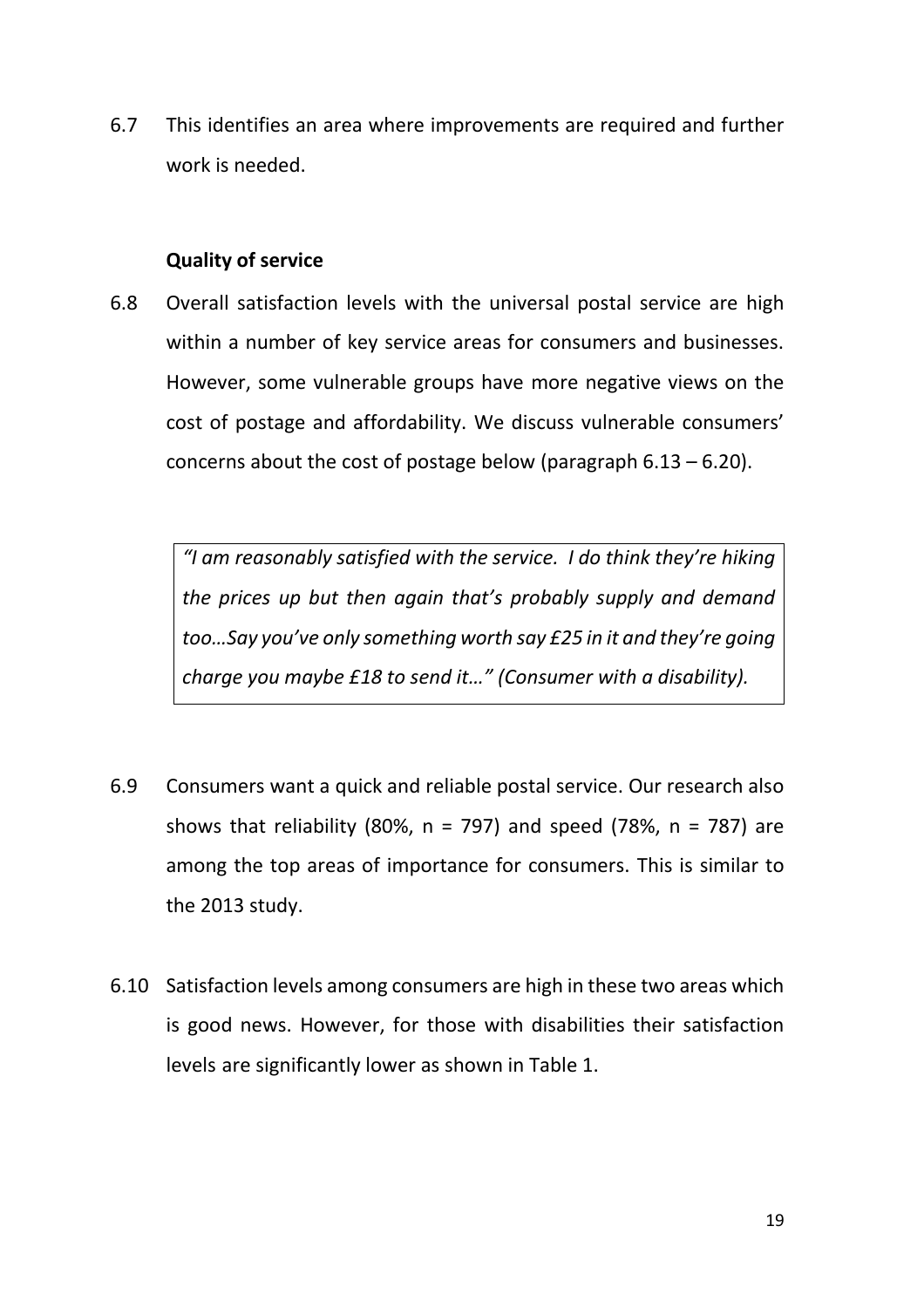6.7 This identifies an area where improvements are required and further work is needed.

**Quality of service**

6.8 Overall satisfaction levels with the universal postal service are high within a number of key service areas for consumers and businesses. However, some vulnerable groups have more negative views on the cost of postage and affordability. We discuss vulnerable consumers' concerns about the cost of postage below (paragraph 6.13 – 6.20).

> *"I am reasonably satisfied with the service. I do think they're hiking the prices up but then again that's probably supply and demand too…Say you've only something worth say £25 in it and they're going charge you maybe £18 to send it…" (Consumer with a disability).*

6.9 Consumers want a quick and reliable postal service. Our research also shows that reliability (80%, n = 797) and speed (78%, n = 787) are among the top areas of importance for consumers. This is similar to the 2013 study.

6.10 Satisfaction levels among consumers are high in these two areas which is good news. However, for those with disabilities their satisfaction levels are significantly lower as shown in Table 1.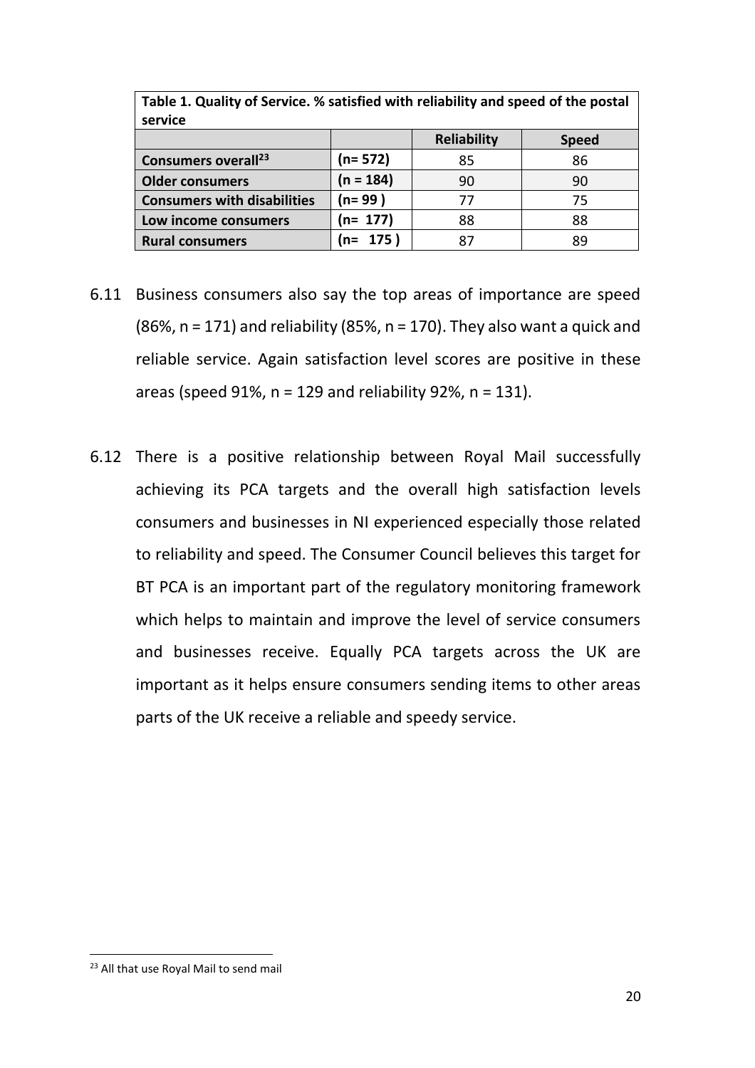**Table 1. Quality of Service. % satisfied with reliability and speed of the postal service**

| | | Reliability | Speed |
|---|---|---|---|
| **Consumers overall[23]** | **(n= 572)** | 85 | 86 |
| **Older consumers** | **(n = 184)** | 90 | 90 |
| **Consumers with disabilities** | **(n= 99 )** | 77 | 75 |
| **Low income consumers** | **(n= 177)** | 88 | 88 |
| **Rural consumers** | **(n= 175 )** | 87 | 89 |

6.11 Business consumers also say the top areas of importance are speed (86%, n = 171) and reliability (85%, n = 170). They also want a quick and reliable service. Again satisfaction level scores are positive in these areas (speed 91%, n = 129 and reliability 92%, n = 131).

6.12 There is a positive relationship between Royal Mail successfully achieving its PCA targets and the overall high satisfaction levels consumers and businesses in NI experienced especially those related to reliability and speed. The Consumer Council believes this target for BT PCA is an important part of the regulatory monitoring framework which helps to maintain and improve the level of service consumers and businesses receive. Equally PCA targets across the UK are important as it helps ensure consumers sending items to other areas parts of the UK receive a reliable and speedy service.

[23] All that use Royal Mail to send mail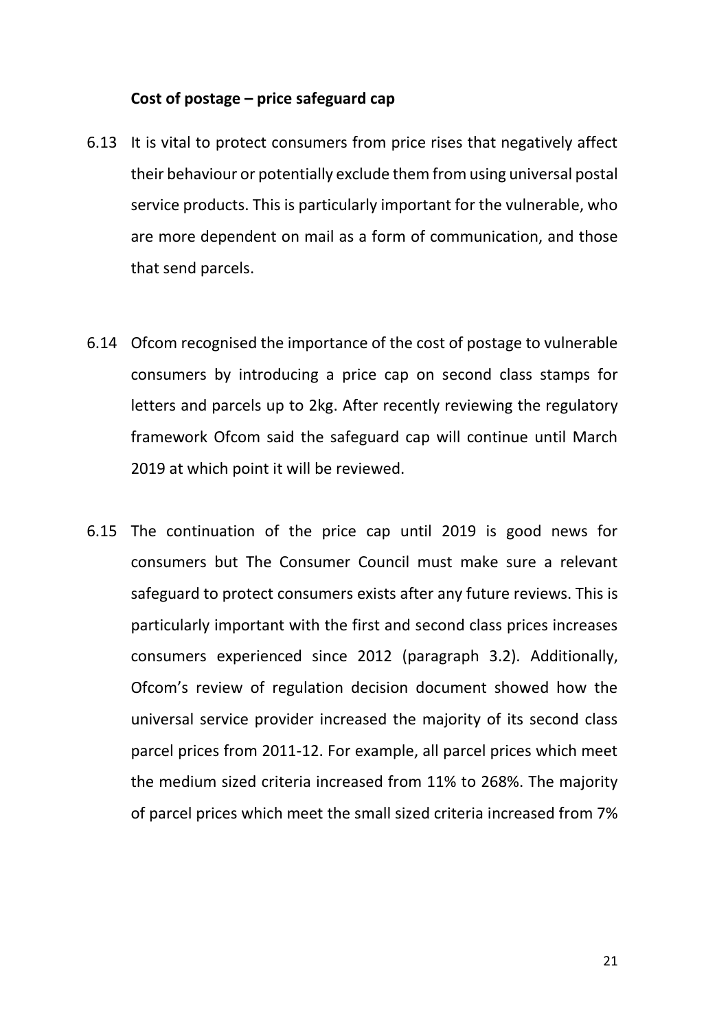**Cost of postage – price safeguard cap**

6.13 It is vital to protect consumers from price rises that negatively affect their behaviour or potentially exclude them from using universal postal service products. This is particularly important for the vulnerable, who are more dependent on mail as a form of communication, and those that send parcels.

6.14 Ofcom recognised the importance of the cost of postage to vulnerable consumers by introducing a price cap on second class stamps for letters and parcels up to 2kg. After recently reviewing the regulatory framework Ofcom said the safeguard cap will continue until March 2019 at which point it will be reviewed.

6.15 The continuation of the price cap until 2019 is good news for consumers but The Consumer Council must make sure a relevant safeguard to protect consumers exists after any future reviews. This is particularly important with the first and second class prices increases consumers experienced since 2012 (paragraph 3.2). Additionally, Ofcom's review of regulation decision document showed how the universal service provider increased the majority of its second class parcel prices from 2011-12. For example, all parcel prices which meet the medium sized criteria increased from 11% to 268%. The majority of parcel prices which meet the small sized criteria increased from 7%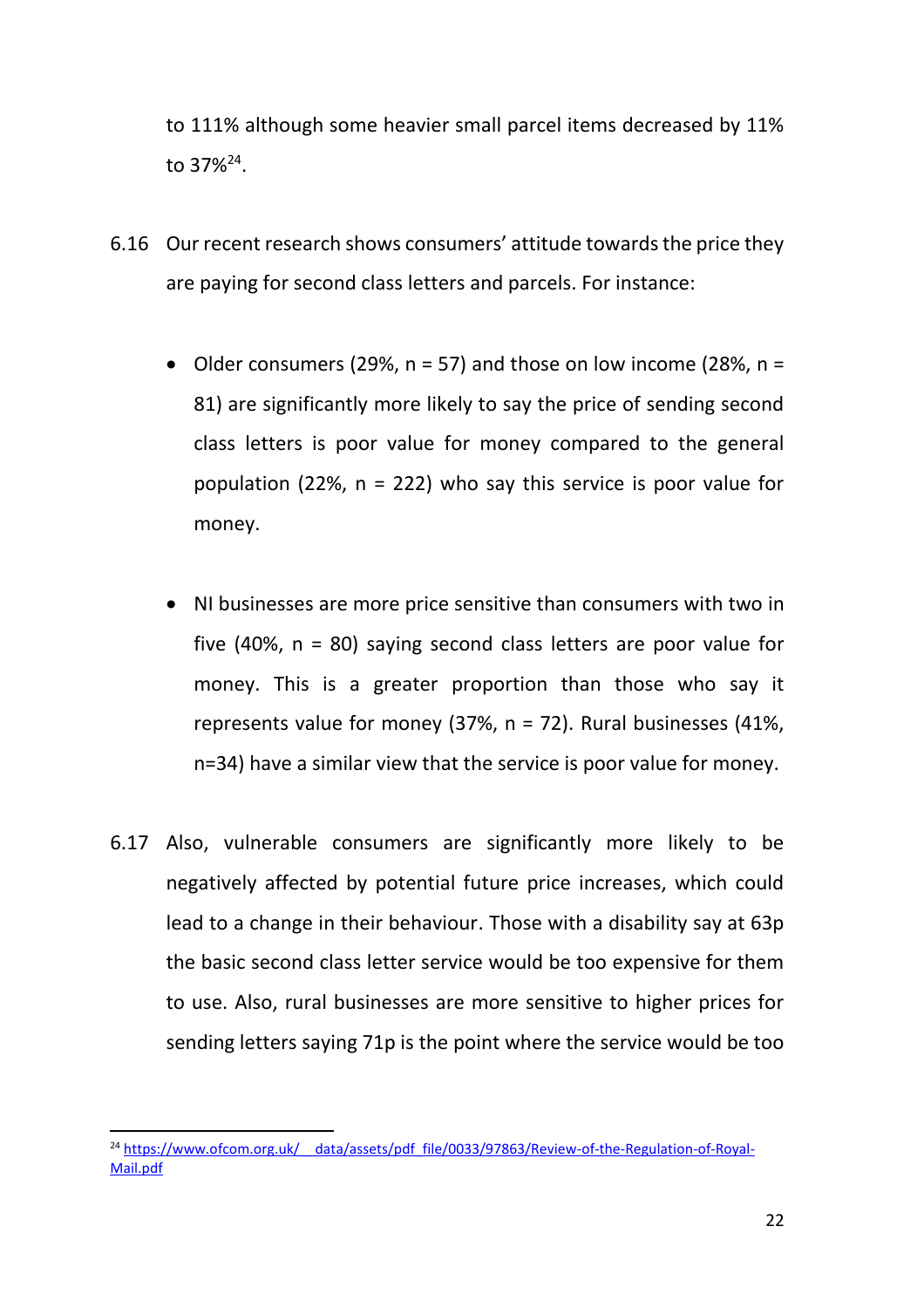to 111% although some heavier small parcel items decreased by 11% to 37%[24].

6.16 Our recent research shows consumers' attitude towards the price they are paying for second class letters and parcels. For instance:

- Older consumers (29%, n = 57) and those on low income (28%, n = 81) are significantly more likely to say the price of sending second class letters is poor value for money compared to the general population (22%, n = 222) who say this service is poor value for money.

- NI businesses are more price sensitive than consumers with two in five (40%, n = 80) saying second class letters are poor value for money. This is a greater proportion than those who say it represents value for money (37%, n = 72). Rural businesses (41%, n=34) have a similar view that the service is poor value for money.

6.17 Also, vulnerable consumers are significantly more likely to be negatively affected by potential future price increases, which could lead to a change in their behaviour. Those with a disability say at 63p the basic second class letter service would be too expensive for them to use. Also, rural businesses are more sensitive to higher prices for sending letters saying 71p is the point where the service would be too

---

[24] https://www.ofcom.org.uk/__data/assets/pdf_file/0033/97863/Review-of-the-Regulation-of-Royal-Mail.pdf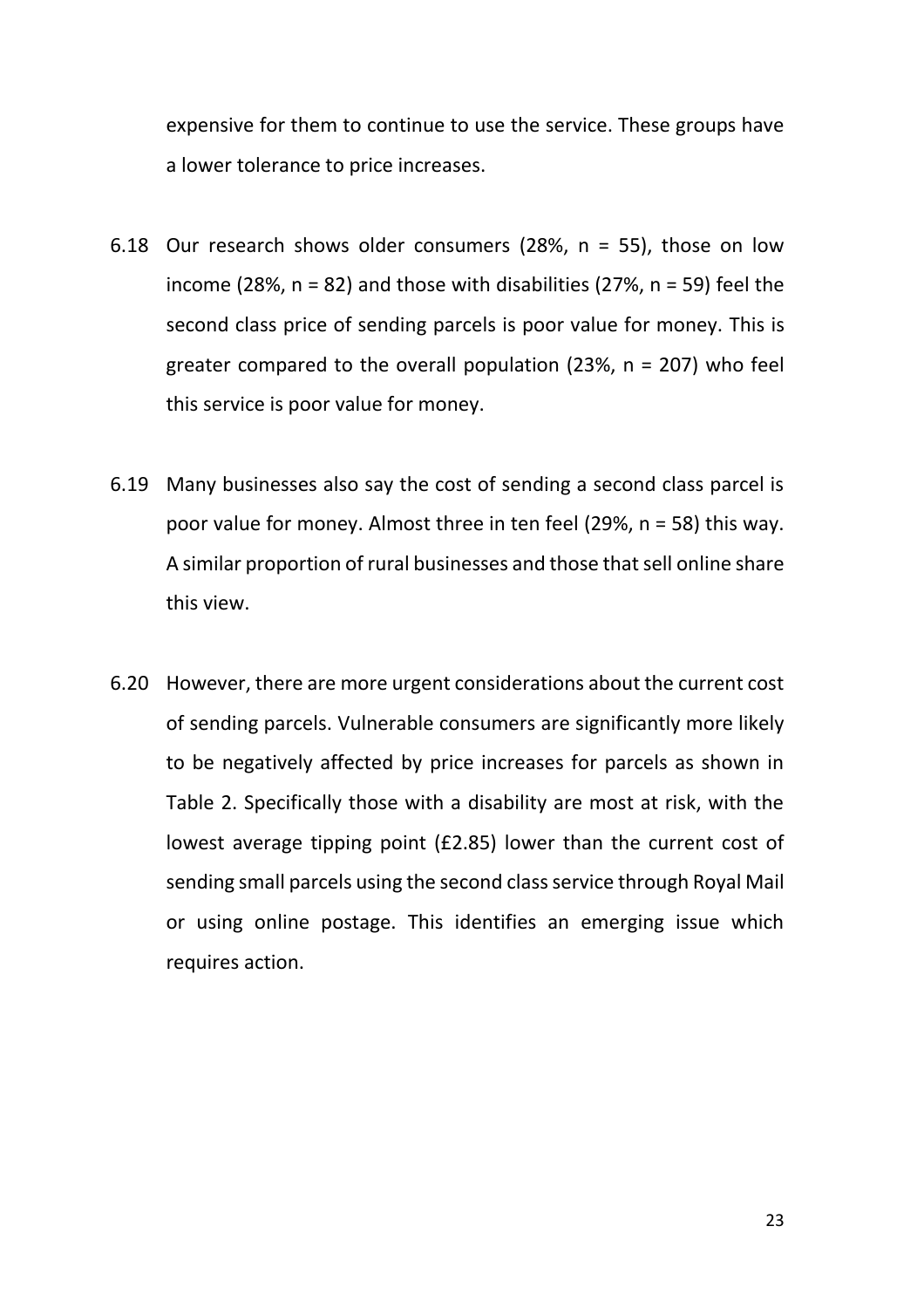expensive for them to continue to use the service. These groups have a lower tolerance to price increases.

6.18 Our research shows older consumers (28%, n = 55), those on low income (28%, n = 82) and those with disabilities (27%, n = 59) feel the second class price of sending parcels is poor value for money. This is greater compared to the overall population (23%, n = 207) who feel this service is poor value for money.

6.19 Many businesses also say the cost of sending a second class parcel is poor value for money. Almost three in ten feel (29%, n = 58) this way. A similar proportion of rural businesses and those that sell online share this view.

6.20 However, there are more urgent considerations about the current cost of sending parcels. Vulnerable consumers are significantly more likely to be negatively affected by price increases for parcels as shown in Table 2. Specifically those with a disability are most at risk, with the lowest average tipping point (£2.85) lower than the current cost of sending small parcels using the second class service through Royal Mail or using online postage. This identifies an emerging issue which requires action.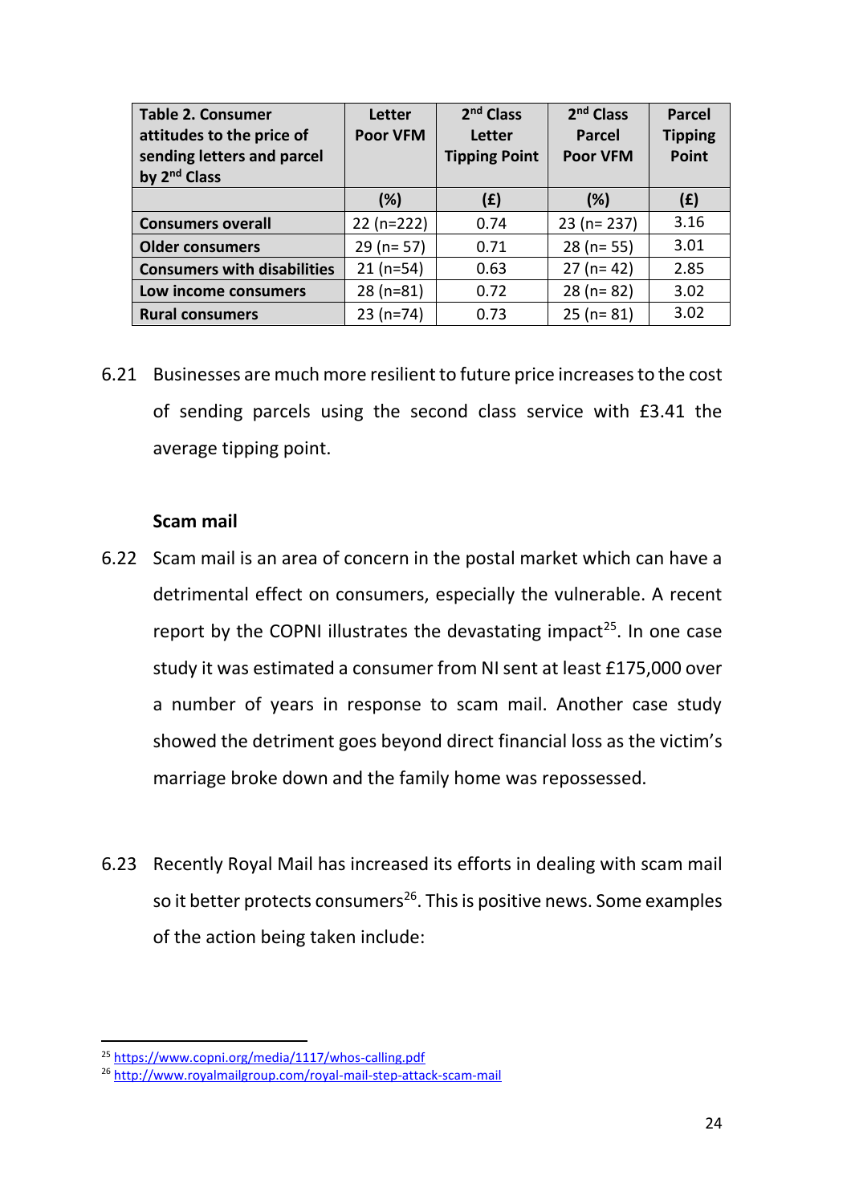| Table 2. Consumer attitudes to the price of sending letters and parcel by 2nd Class | Letter Poor VFM | 2nd Class Letter Tipping Point | 2nd Class Parcel Poor VFM | Parcel Tipping Point |
|---|---|---|---|---|
| | (%) | (£) | (%) | (£) |
| **Consumers overall** | 22 (n=222) | 0.74 | 23 (n= 237) | 3.16 |
| **Older consumers** | 29 (n= 57) | 0.71 | 28 (n= 55) | 3.01 |
| **Consumers with disabilities** | 21 (n=54) | 0.63 | 27 (n= 42) | 2.85 |
| **Low income consumers** | 28 (n=81) | 0.72 | 28 (n= 82) | 3.02 |
| **Rural consumers** | 23 (n=74) | 0.73 | 25 (n= 81) | 3.02 |

6.21 Businesses are much more resilient to future price increases to the cost of sending parcels using the second class service with £3.41 the average tipping point.

**Scam mail**

6.22 Scam mail is an area of concern in the postal market which can have a detrimental effect on consumers, especially the vulnerable. A recent report by the COPNI illustrates the devastating impact[25]. In one case study it was estimated a consumer from NI sent at least £175,000 over a number of years in response to scam mail. Another case study showed the detriment goes beyond direct financial loss as the victim's marriage broke down and the family home was repossessed.

6.23 Recently Royal Mail has increased its efforts in dealing with scam mail so it better protects consumers[26]. This is positive news. Some examples of the action being taken include:

---

[25] https://www.copni.org/media/1117/whos-calling.pdf

[26] http://www.royalmailgroup.com/royal-mail-step-attack-scam-mail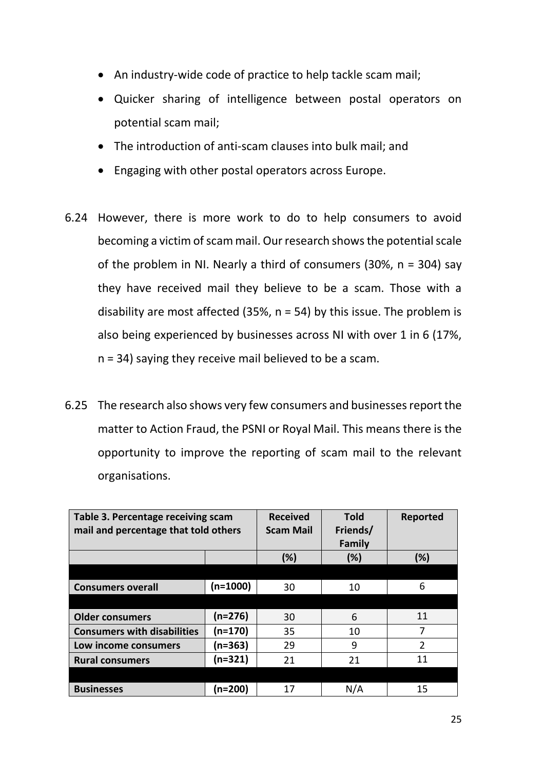- An industry-wide code of practice to help tackle scam mail;
- Quicker sharing of intelligence between postal operators on potential scam mail;
- The introduction of anti-scam clauses into bulk mail; and
- Engaging with other postal operators across Europe.

6.24 However, there is more work to do to help consumers to avoid becoming a victim of scam mail. Our research shows the potential scale of the problem in NI. Nearly a third of consumers (30%, n = 304) say they have received mail they believe to be a scam. Those with a disability are most affected (35%, n = 54) by this issue. The problem is also being experienced by businesses across NI with over 1 in 6 (17%, n = 34) saying they receive mail believed to be a scam.

6.25 The research also shows very few consumers and businesses report the matter to Action Fraud, the PSNI or Royal Mail. This means there is the opportunity to improve the reporting of scam mail to the relevant organisations.

| **Table 3. Percentage receiving scam mail and percentage that told others** | | **Received Scam Mail** | **Told Friends/ Family** | **Reported** |
|---|---|---|---|---|
| | | **(%)** | **(%)** | **(%)** |
| | | | | |
| **Consumers overall** | **(n=1000)** | 30 | 10 | 6 |
| | | | | |
| **Older consumers** | **(n=276)** | 30 | 6 | 11 |
| **Consumers with disabilities** | **(n=170)** | 35 | 10 | 7 |
| **Low income consumers** | **(n=363)** | 29 | 9 | 2 |
| **Rural consumers** | **(n=321)** | 21 | 21 | 11 |
| | | | | |
| **Businesses** | **(n=200)** | 17 | N/A | 15 |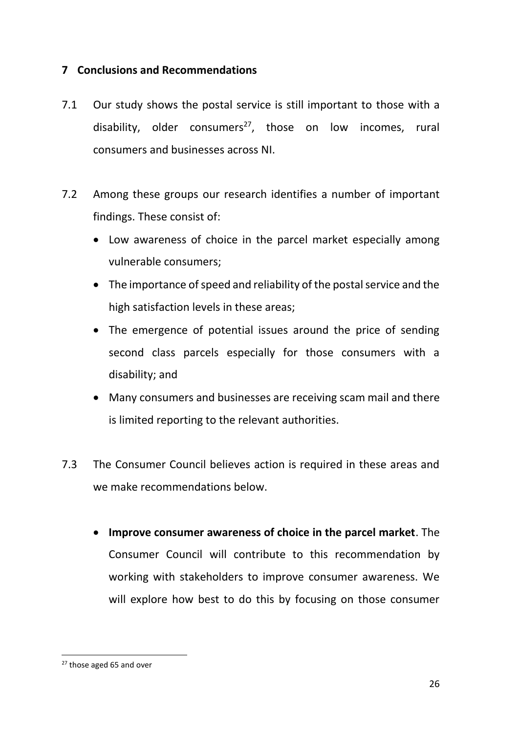## 7 Conclusions and Recommendations

7.1 Our study shows the postal service is still important to those with a disability, older consumers[27], those on low incomes, rural consumers and businesses across NI.

7.2 Among these groups our research identifies a number of important findings. These consist of:

- Low awareness of choice in the parcel market especially among vulnerable consumers;
- The importance of speed and reliability of the postal service and the high satisfaction levels in these areas;
- The emergence of potential issues around the price of sending second class parcels especially for those consumers with a disability; and
- Many consumers and businesses are receiving scam mail and there is limited reporting to the relevant authorities.

7.3 The Consumer Council believes action is required in these areas and we make recommendations below.

- **Improve consumer awareness of choice in the parcel market**. The Consumer Council will contribute to this recommendation by working with stakeholders to improve consumer awareness. We will explore how best to do this by focusing on those consumer

[27] those aged 65 and over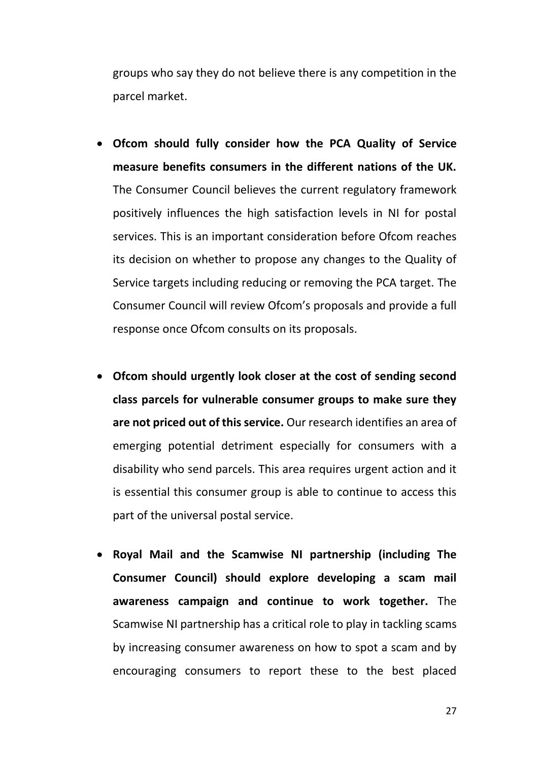groups who say they do not believe there is any competition in the parcel market.

- **Ofcom should fully consider how the PCA Quality of Service measure benefits consumers in the different nations of the UK.** The Consumer Council believes the current regulatory framework positively influences the high satisfaction levels in NI for postal services. This is an important consideration before Ofcom reaches its decision on whether to propose any changes to the Quality of Service targets including reducing or removing the PCA target. The Consumer Council will review Ofcom's proposals and provide a full response once Ofcom consults on its proposals.

- **Ofcom should urgently look closer at the cost of sending second class parcels for vulnerable consumer groups to make sure they are not priced out of this service.** Our research identifies an area of emerging potential detriment especially for consumers with a disability who send parcels. This area requires urgent action and it is essential this consumer group is able to continue to access this part of the universal postal service.

- **Royal Mail and the Scamwise NI partnership (including The Consumer Council) should explore developing a scam mail awareness campaign and continue to work together.** The Scamwise NI partnership has a critical role to play in tackling scams by increasing consumer awareness on how to spot a scam and by encouraging consumers to report these to the best placed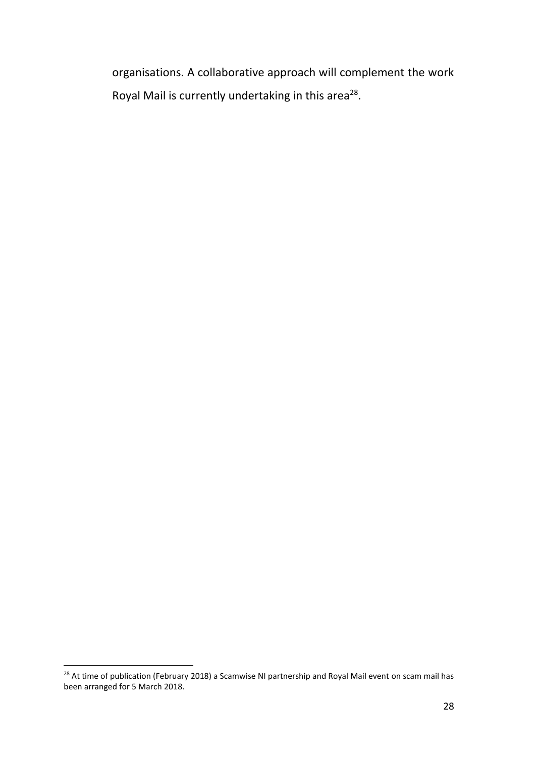organisations. A collaborative approach will complement the work Royal Mail is currently undertaking in this area[28].

[28] At time of publication (February 2018) a Scamwise NI partnership and Royal Mail event on scam mail has been arranged for 5 March 2018.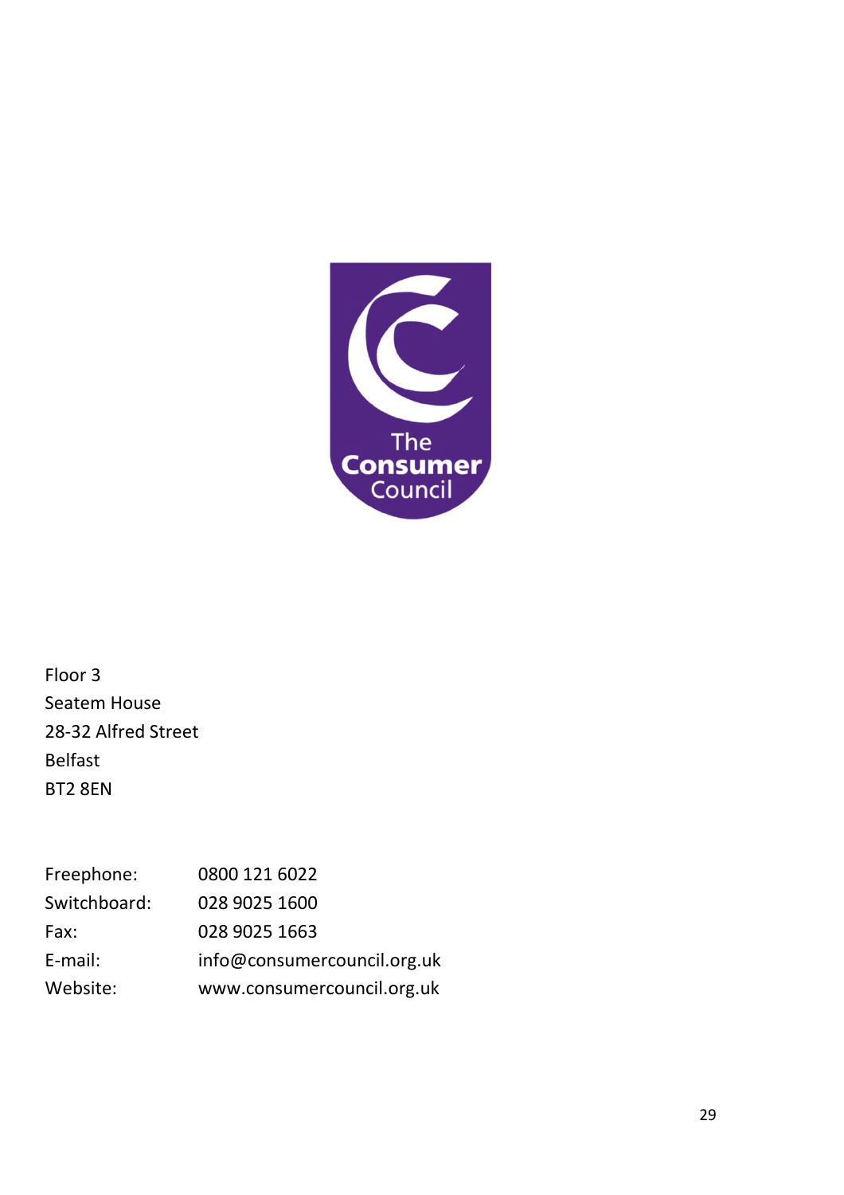Floor 3
Seatem House
28-32 Alfred Street
Belfast
BT2 8EN

| | |
|---|---|
| Freephone: | 0800 121 6022 |
| Switchboard: | 028 9025 1600 |
| Fax: | 028 9025 1663 |
| E-mail: | info@consumercouncil.org.uk |
| Website: | www.consumercouncil.org.uk |